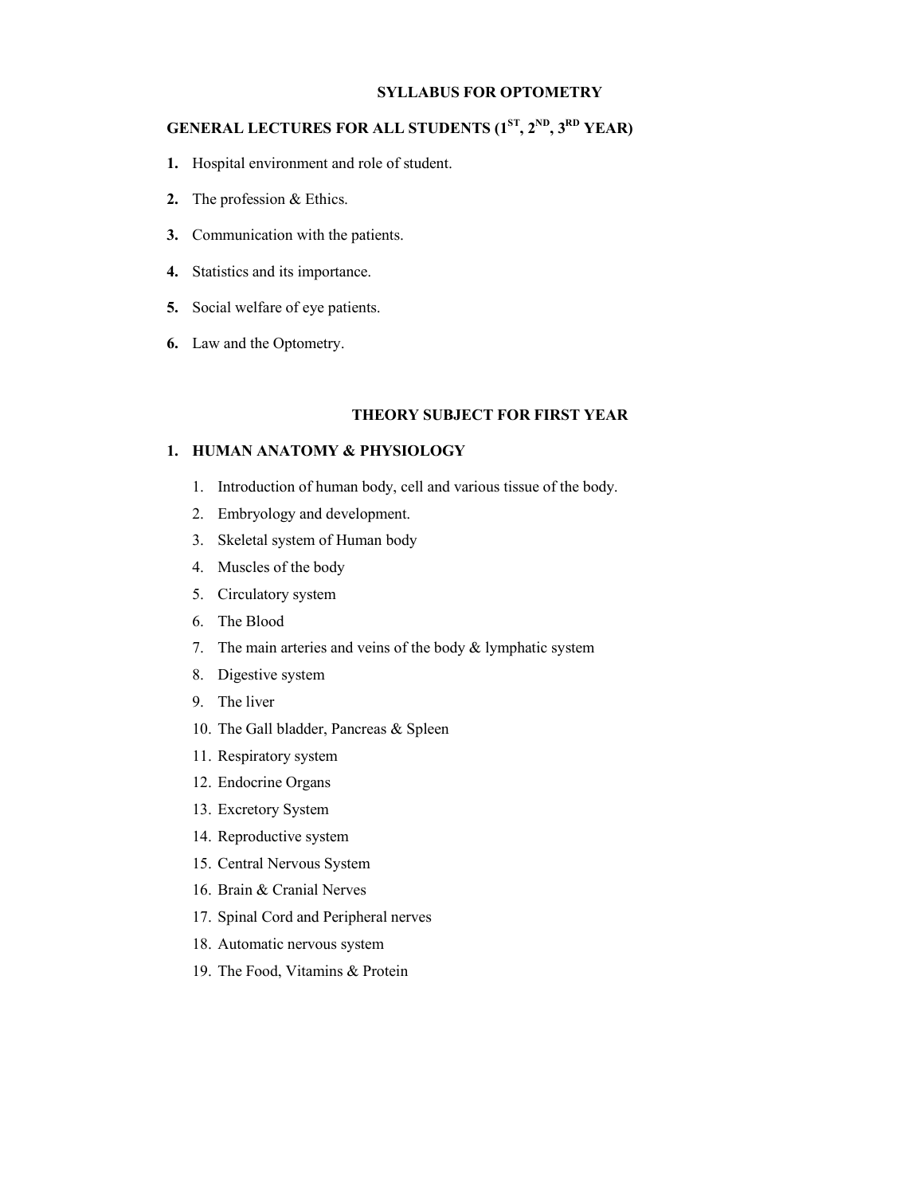# SYLLABUS FOR OPTOMETRY

## GENERAL LECTURES FOR ALL STUDENTS (1ST, 2ND, 3RD YEAR)

1. Hospital environment and role of student.
2. The profession & Ethics.
3. Communication with the patients.
4. Statistics and its importance.
5. Social welfare of eye patients.
6. Law and the Optometry.

## THEORY SUBJECT FOR FIRST YEAR

### 1. HUMAN ANATOMY & PHYSIOLOGY

1. Introduction of human body, cell and various tissue of the body.
2. Embryology and development.
3. Skeletal system of Human body
4. Muscles of the body
5. Circulatory system
6. The Blood
7. The main arteries and veins of the body & lymphatic system
8. Digestive system
9. The liver
10. The Gall bladder, Pancreas & Spleen
11. Respiratory system
12. Endocrine Organs
13. Excretory System
14. Reproductive system
15. Central Nervous System
16. Brain & Cranial Nerves
17. Spinal Cord and Peripheral nerves
18. Automatic nervous system
19. The Food, Vitamins & Protein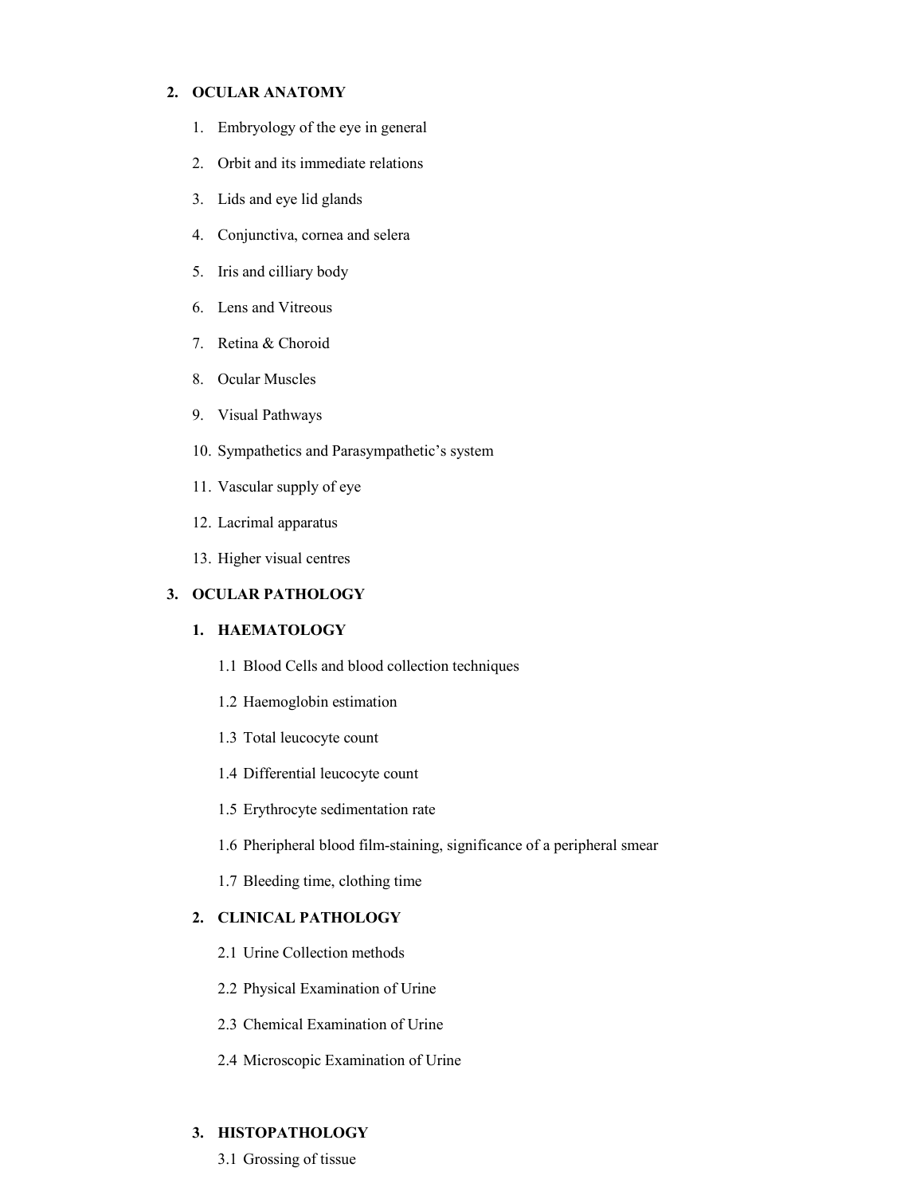## 2. OCULAR ANATOMY

1. Embryology of the eye in general
2. Orbit and its immediate relations
3. Lids and eye lid glands
4. Conjunctiva, cornea and selera
5. Iris and cilliary body
6. Lens and Vitreous
7. Retina & Choroid
8. Ocular Muscles
9. Visual Pathways
10. Sympathetics and Parasympathetic's system
11. Vascular supply of eye
12. Lacrimal apparatus
13. Higher visual centres

## 3. OCULAR PATHOLOGY

### 1. HAEMATOLOGY

1.1 Blood Cells and blood collection techniques

1.2 Haemoglobin estimation

1.3 Total leucocyte count

1.4 Differential leucocyte count

1.5 Erythrocyte sedimentation rate

1.6 Pheripheral blood film-staining, significance of a peripheral smear

1.7 Bleeding time, clothing time

### 2. CLINICAL PATHOLOGY

2.1 Urine Collection methods

2.2 Physical Examination of Urine

2.3 Chemical Examination of Urine

2.4 Microscopic Examination of Urine

### 3. HISTOPATHOLOGY

3.1 Grossing of tissue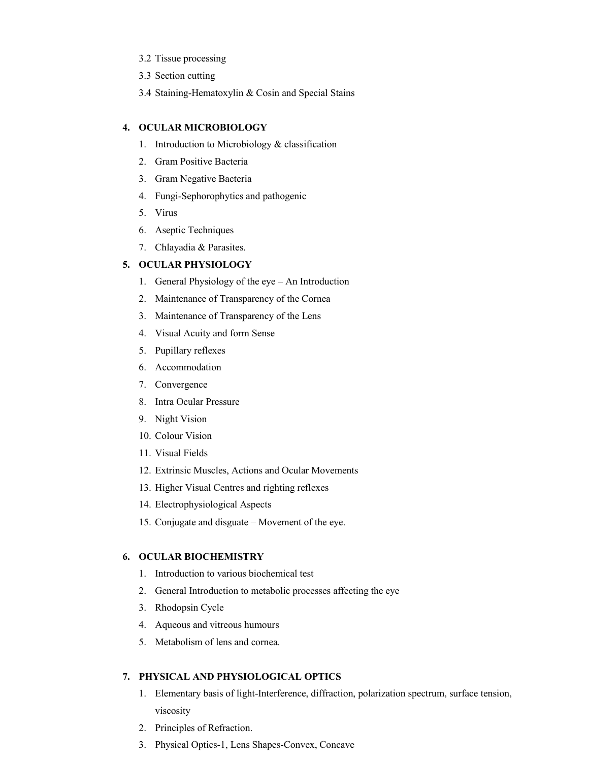3.2 Tissue processing

3.3 Section cutting

3.4 Staining-Hematoxylin & Cosin and Special Stains

## 4. OCULAR MICROBIOLOGY

1. Introduction to Microbiology & classification
2. Gram Positive Bacteria
3. Gram Negative Bacteria
4. Fungi-Sephorophytics and pathogenic
5. Virus
6. Aseptic Techniques
7. Chlayadia & Parasites.

## 5. OCULAR PHYSIOLOGY

1. General Physiology of the eye – An Introduction
2. Maintenance of Transparency of the Cornea
3. Maintenance of Transparency of the Lens
4. Visual Acuity and form Sense
5. Pupillary reflexes
6. Accommodation
7. Convergence
8. Intra Ocular Pressure
9. Night Vision
10. Colour Vision
11. Visual Fields
12. Extrinsic Muscles, Actions and Ocular Movements
13. Higher Visual Centres and righting reflexes
14. Electrophysiological Aspects
15. Conjugate and disguate – Movement of the eye.

## 6. OCULAR BIOCHEMISTRY

1. Introduction to various biochemical test
2. General Introduction to metabolic processes affecting the eye
3. Rhodopsin Cycle
4. Aqueous and vitreous humours
5. Metabolism of lens and cornea.

## 7. PHYSICAL AND PHYSIOLOGICAL OPTICS

1. Elementary basis of light-Interference, diffraction, polarization spectrum, surface tension, viscosity
2. Principles of Refraction.
3. Physical Optics-1, Lens Shapes-Convex, Concave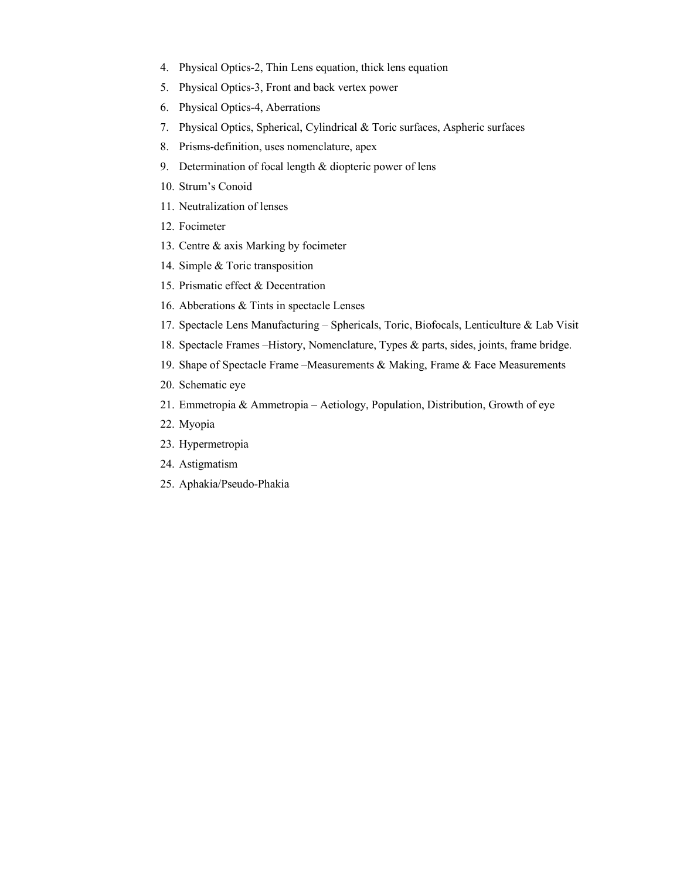4. Physical Optics-2, Thin Lens equation, thick lens equation
5. Physical Optics-3, Front and back vertex power
6. Physical Optics-4, Aberrations
7. Physical Optics, Spherical, Cylindrical & Toric surfaces, Aspheric surfaces
8. Prisms-definition, uses nomenclature, apex
9. Determination of focal length & diopteric power of lens
10. Strum's Conoid
11. Neutralization of lenses
12. Focimeter
13. Centre & axis Marking by focimeter
14. Simple & Toric transposition
15. Prismatic effect & Decentration
16. Abberations & Tints in spectacle Lenses
17. Spectacle Lens Manufacturing – Sphericals, Toric, Biofocals, Lenticulture & Lab Visit
18. Spectacle Frames –History, Nomenclature, Types & parts, sides, joints, frame bridge.
19. Shape of Spectacle Frame –Measurements & Making, Frame & Face Measurements
20. Schematic eye
21. Emmetropia & Ammetropia – Aetiology, Population, Distribution, Growth of eye
22. Myopia
23. Hypermetropia
24. Astigmatism
25. Aphakia/Pseudo-Phakia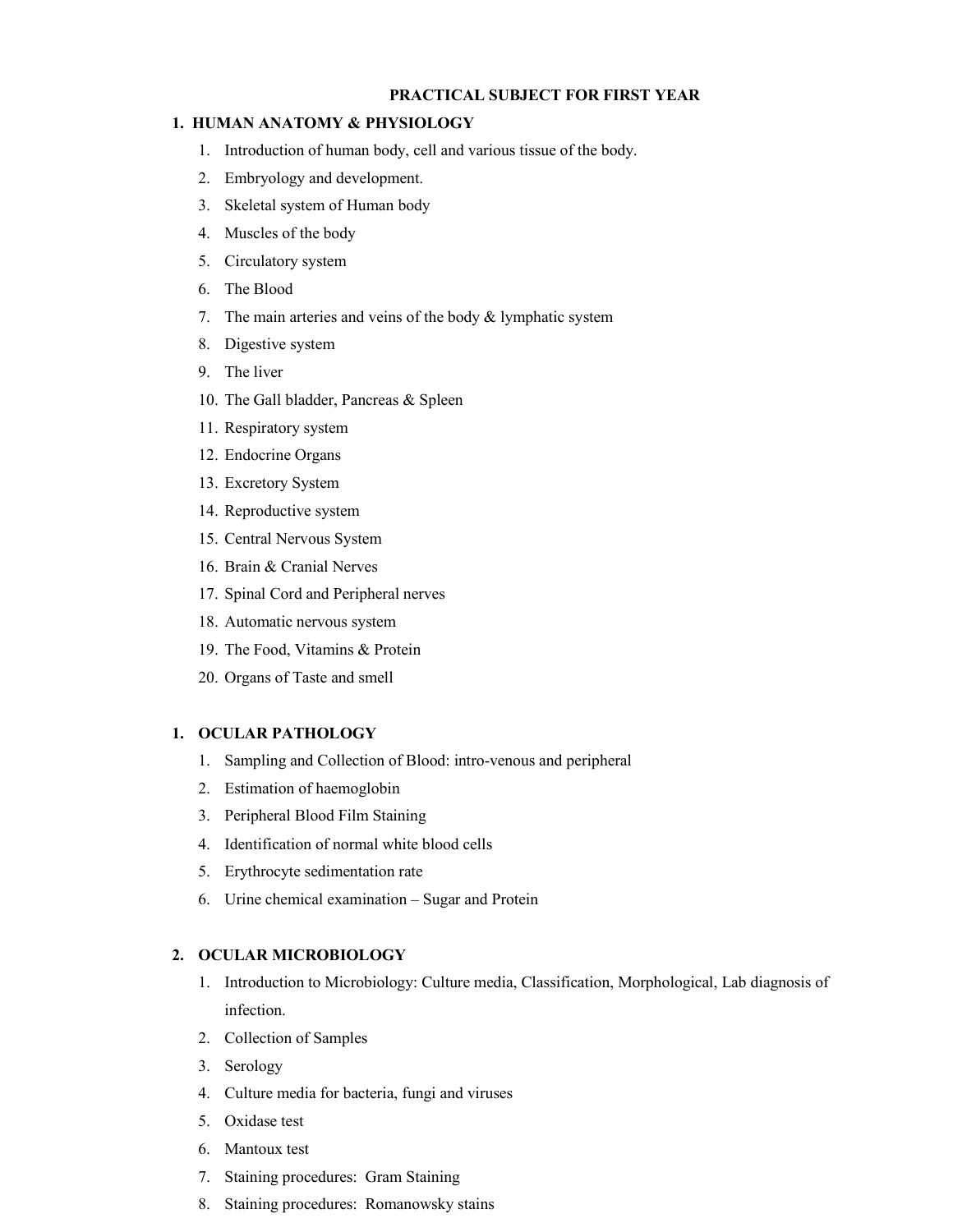# PRACTICAL SUBJECT FOR FIRST YEAR

## 1. HUMAN ANATOMY & PHYSIOLOGY

1. Introduction of human body, cell and various tissue of the body.
2. Embryology and development.
3. Skeletal system of Human body
4. Muscles of the body
5. Circulatory system
6. The Blood
7. The main arteries and veins of the body & lymphatic system
8. Digestive system
9. The liver
10. The Gall bladder, Pancreas & Spleen
11. Respiratory system
12. Endocrine Organs
13. Excretory System
14. Reproductive system
15. Central Nervous System
16. Brain & Cranial Nerves
17. Spinal Cord and Peripheral nerves
18. Automatic nervous system
19. The Food, Vitamins & Protein
20. Organs of Taste and smell

## 1. OCULAR PATHOLOGY

1. Sampling and Collection of Blood: intro-venous and peripheral
2. Estimation of haemoglobin
3. Peripheral Blood Film Staining
4. Identification of normal white blood cells
5. Erythrocyte sedimentation rate
6. Urine chemical examination – Sugar and Protein

## 2. OCULAR MICROBIOLOGY

1. Introduction to Microbiology: Culture media, Classification, Morphological, Lab diagnosis of infection.
2. Collection of Samples
3. Serology
4. Culture media for bacteria, fungi and viruses
5. Oxidase test
6. Mantoux test
7. Staining procedures: Gram Staining
8. Staining procedures: Romanowsky stains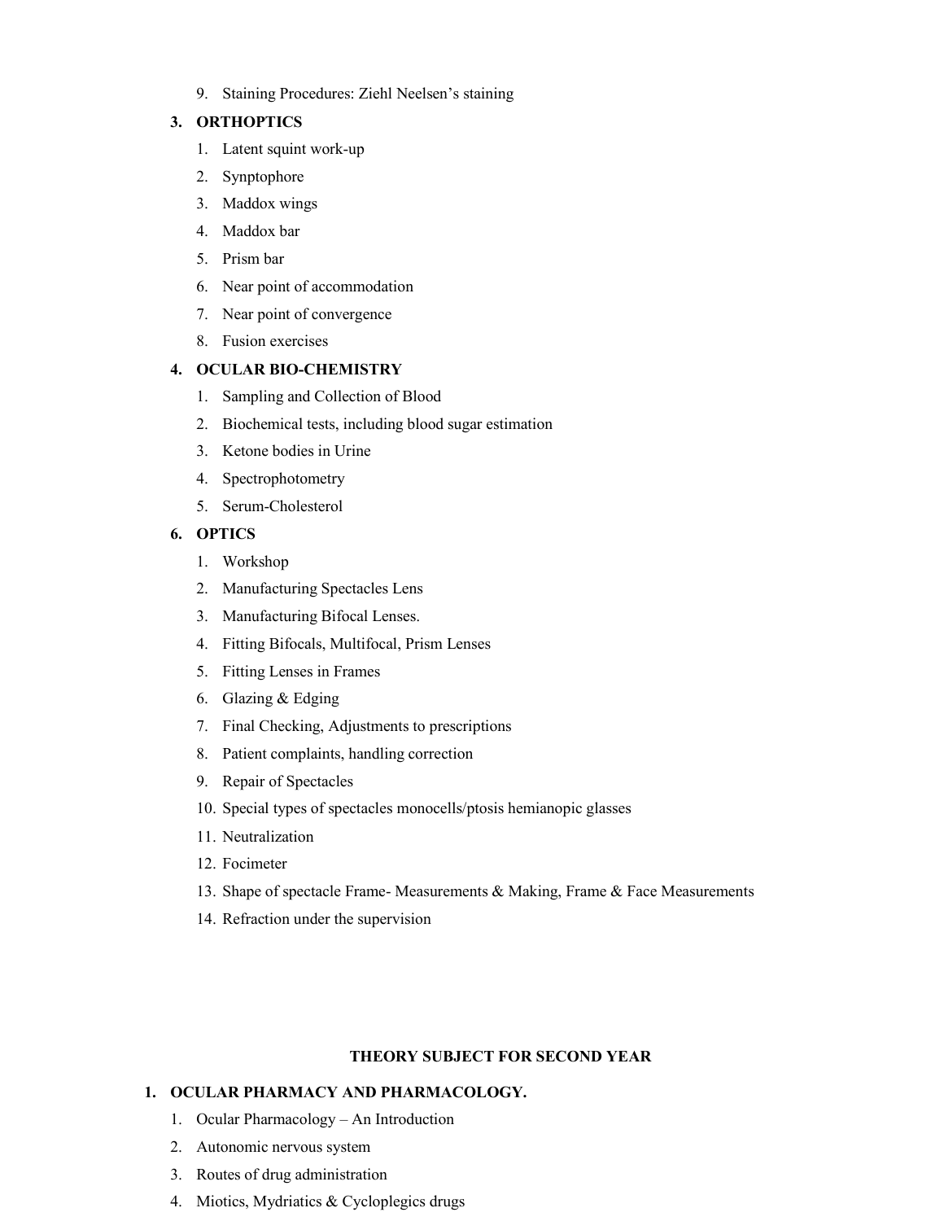9. Staining Procedures: Ziehl Neelsen's staining

**3. ORTHOPTICS**

1. Latent squint work-up
2. Synptophore
3. Maddox wings
4. Maddox bar
5. Prism bar
6. Near point of accommodation
7. Near point of convergence
8. Fusion exercises

**4. OCULAR BIO-CHEMISTRY**

1. Sampling and Collection of Blood
2. Biochemical tests, including blood sugar estimation
3. Ketone bodies in Urine
4. Spectrophotometry
5. Serum-Cholesterol

**6. OPTICS**

1. Workshop
2. Manufacturing Spectacles Lens
3. Manufacturing Bifocal Lenses.
4. Fitting Bifocals, Multifocal, Prism Lenses
5. Fitting Lenses in Frames
6. Glazing & Edging
7. Final Checking, Adjustments to prescriptions
8. Patient complaints, handling correction
9. Repair of Spectacles
10. Special types of spectacles monocells/ptosis hemianopic glasses
11. Neutralization
12. Focimeter
13. Shape of spectacle Frame- Measurements & Making, Frame & Face Measurements
14. Refraction under the supervision

## THEORY SUBJECT FOR SECOND YEAR

**1. OCULAR PHARMACY AND PHARMACOLOGY.**

1. Ocular Pharmacology – An Introduction
2. Autonomic nervous system
3. Routes of drug administration
4. Miotics, Mydriatics & Cycloplegics drugs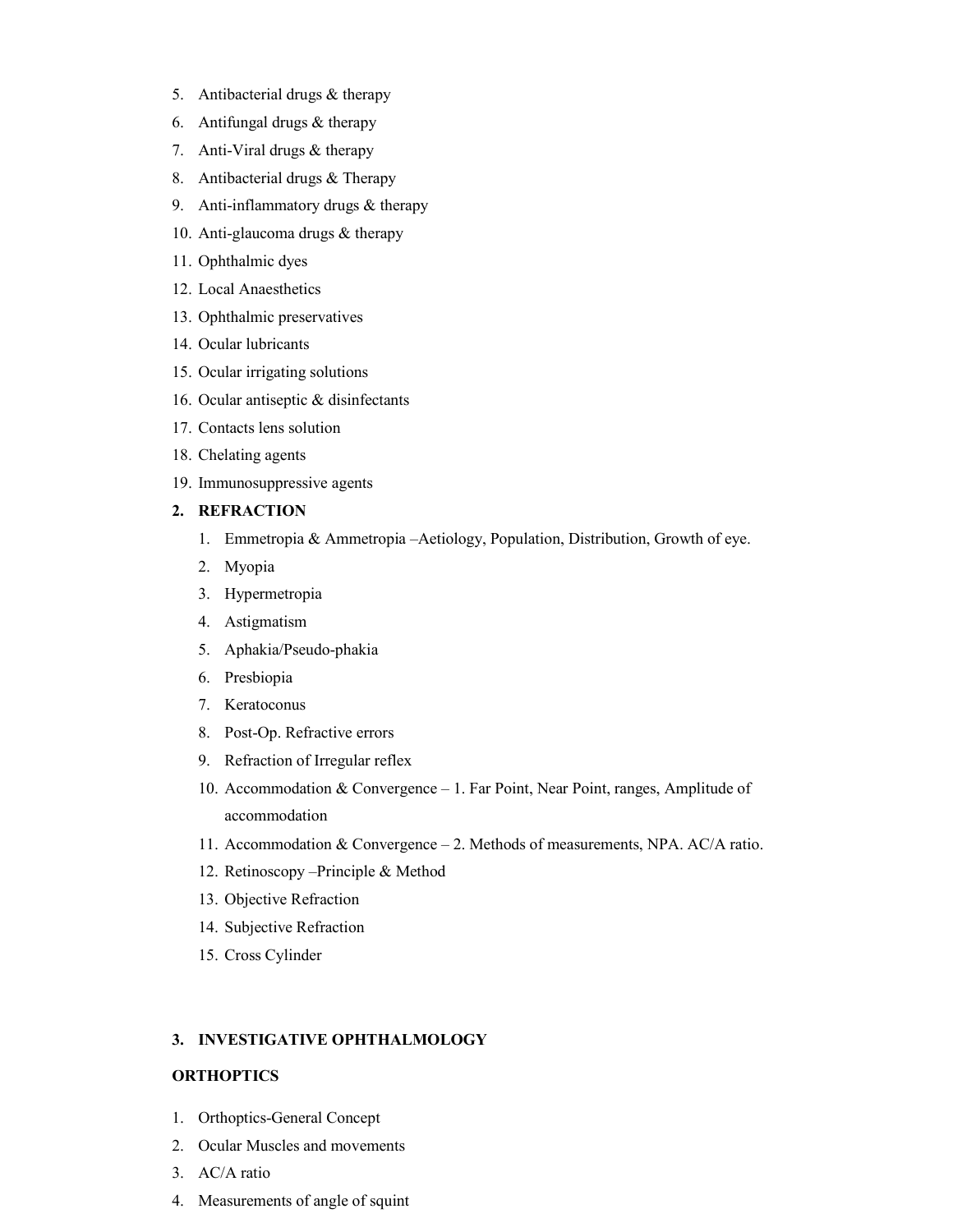5. Antibacterial drugs & therapy
6. Antifungal drugs & therapy
7. Anti-Viral drugs & therapy
8. Antibacterial drugs & Therapy
9. Anti-inflammatory drugs & therapy
10. Anti-glaucoma drugs & therapy
11. Ophthalmic dyes
12. Local Anaesthetics
13. Ophthalmic preservatives
14. Ocular lubricants
15. Ocular irrigating solutions
16. Ocular antiseptic & disinfectants
17. Contacts lens solution
18. Chelating agents
19. Immunosuppressive agents

**2. REFRACTION**

1. Emmetropia & Ammetropia –Aetiology, Population, Distribution, Growth of eye.
2. Myopia
3. Hypermetropia
4. Astigmatism
5. Aphakia/Pseudo-phakia
6. Presbiopia
7. Keratoconus
8. Post-Op. Refractive errors
9. Refraction of Irregular reflex
10. Accommodation & Convergence – 1. Far Point, Near Point, ranges, Amplitude of accommodation
11. Accommodation & Convergence – 2. Methods of measurements, NPA. AC/A ratio.
12. Retinoscopy –Principle & Method
13. Objective Refraction
14. Subjective Refraction
15. Cross Cylinder

**3. INVESTIGATIVE OPHTHALMOLOGY**

**ORTHOPTICS**

1. Orthoptics-General Concept
2. Ocular Muscles and movements
3. AC/A ratio
4. Measurements of angle of squint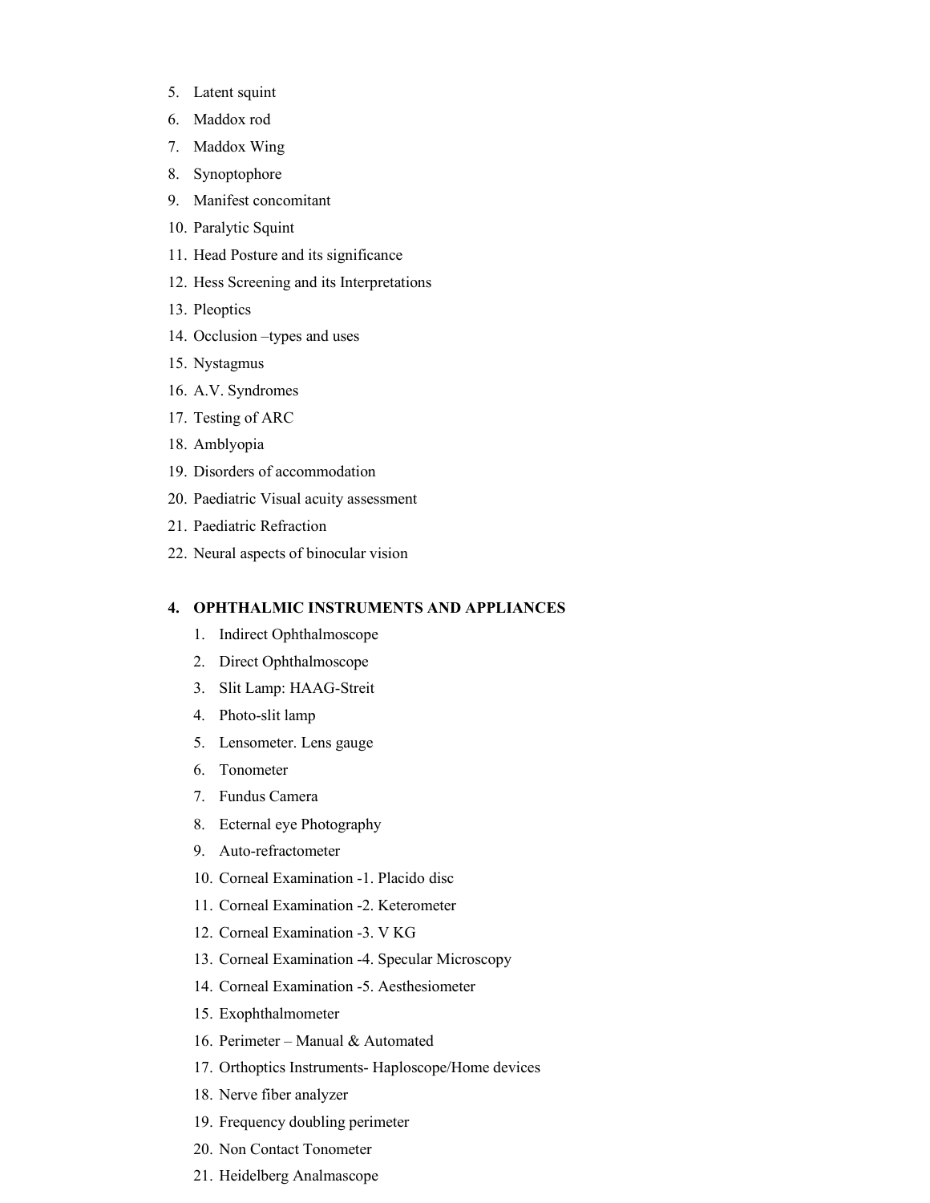5. Latent squint
6. Maddox rod
7. Maddox Wing
8. Synoptophore
9. Manifest concomitant
10. Paralytic Squint
11. Head Posture and its significance
12. Hess Screening and its Interpretations
13. Pleoptics
14. Occlusion –types and uses
15. Nystagmus
16. A.V. Syndromes
17. Testing of ARC
18. Amblyopia
19. Disorders of accommodation
20. Paediatric Visual acuity assessment
21. Paediatric Refraction
22. Neural aspects of binocular vision

**4. OPHTHALMIC INSTRUMENTS AND APPLIANCES**

1. Indirect Ophthalmoscope
2. Direct Ophthalmoscope
3. Slit Lamp: HAAG-Streit
4. Photo-slit lamp
5. Lensometer. Lens gauge
6. Tonometer
7. Fundus Camera
8. Ecternal eye Photography
9. Auto-refractometer
10. Corneal Examination -1. Placido disc
11. Corneal Examination -2. Keterometer
12. Corneal Examination -3. V KG
13. Corneal Examination -4. Specular Microscopy
14. Corneal Examination -5. Aesthesiometer
15. Exophthalmometer
16. Perimeter – Manual & Automated
17. Orthoptics Instruments- Haploscope/Home devices
18. Nerve fiber analyzer
19. Frequency doubling perimeter
20. Non Contact Tonometer
21. Heidelberg Analmascope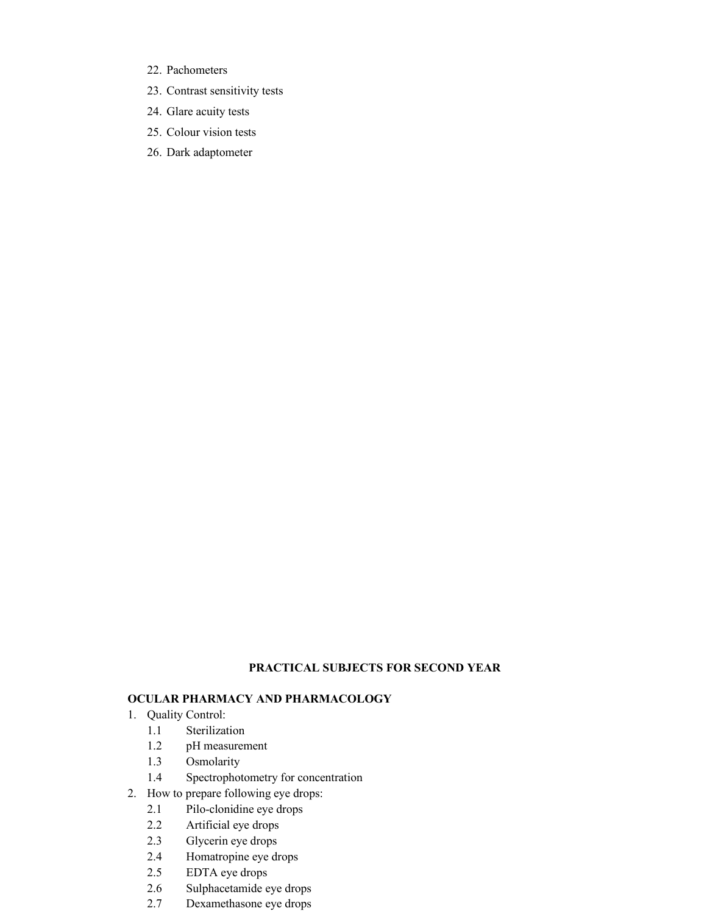22. Pachometers
23. Contrast sensitivity tests
24. Glare acuity tests
25. Colour vision tests
26. Dark adaptometer

## PRACTICAL SUBJECTS FOR SECOND YEAR

**OCULAR PHARMACY AND PHARMACOLOGY**

1. Quality Control:
   - 1.1 Sterilization
   - 1.2 pH measurement
   - 1.3 Osmolarity
   - 1.4 Spectrophotometry for concentration
2. How to prepare following eye drops:
   - 2.1 Pilo-clonidine eye drops
   - 2.2 Artificial eye drops
   - 2.3 Glycerin eye drops
   - 2.4 Homatropine eye drops
   - 2.5 EDTA eye drops
   - 2.6 Sulphacetamide eye drops
   - 2.7 Dexamethasone eye drops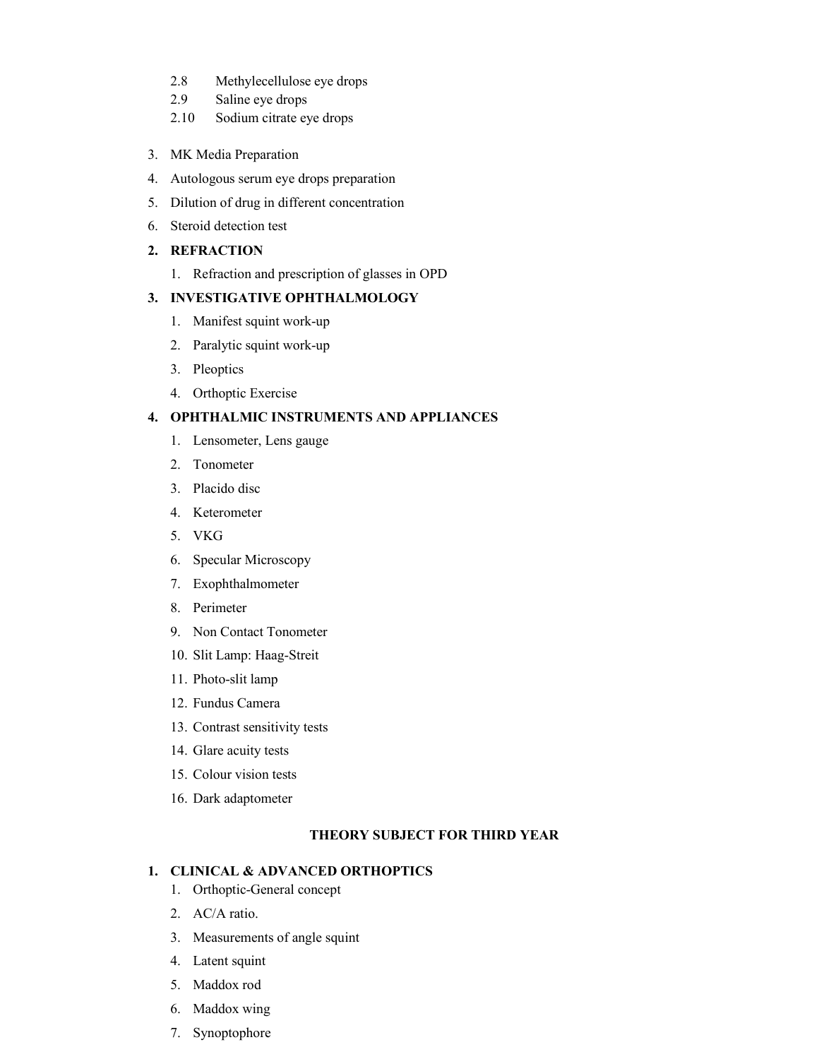2.8 Methylecellulose eye drops
2.9 Saline eye drops
2.10 Sodium citrate eye drops

3. MK Media Preparation
4. Autologous serum eye drops preparation
5. Dilution of drug in different concentration
6. Steroid detection test

**2. REFRACTION**

1. Refraction and prescription of glasses in OPD

**3. INVESTIGATIVE OPHTHALMOLOGY**

1. Manifest squint work-up
2. Paralytic squint work-up
3. Pleoptics
4. Orthoptic Exercise

**4. OPHTHALMIC INSTRUMENTS AND APPLIANCES**

1. Lensometer, Lens gauge
2. Tonometer
3. Placido disc
4. Keterometer
5. VKG
6. Specular Microscopy
7. Exophthalmometer
8. Perimeter
9. Non Contact Tonometer
10. Slit Lamp: Haag-Streit
11. Photo-slit lamp
12. Fundus Camera
13. Contrast sensitivity tests
14. Glare acuity tests
15. Colour vision tests
16. Dark adaptometer

## THEORY SUBJECT FOR THIRD YEAR

**1. CLINICAL & ADVANCED ORTHOPTICS**

1. Orthoptic-General concept
2. AC/A ratio.
3. Measurements of angle squint
4. Latent squint
5. Maddox rod
6. Maddox wing
7. Synoptophore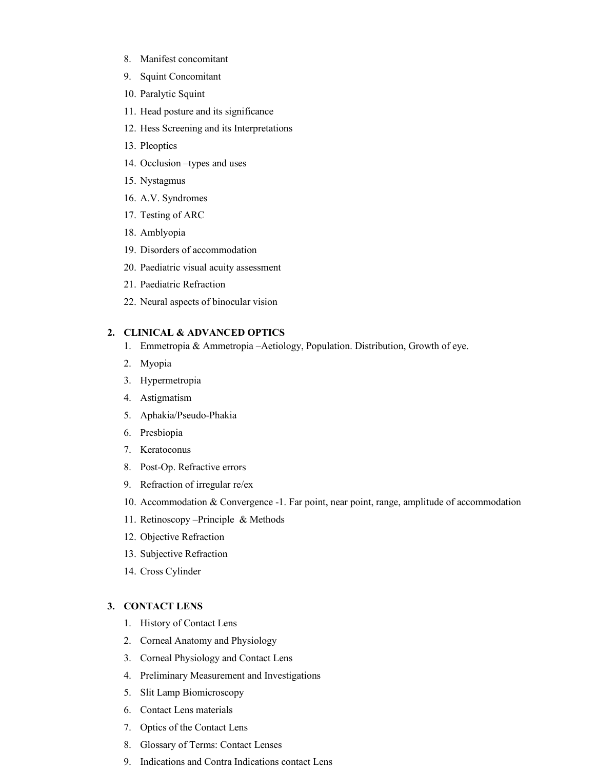8. Manifest concomitant
9. Squint Concomitant
10. Paralytic Squint
11. Head posture and its significance
12. Hess Screening and its Interpretations
13. Pleoptics
14. Occlusion –types and uses
15. Nystagmus
16. A.V. Syndromes
17. Testing of ARC
18. Amblyopia
19. Disorders of accommodation
20. Paediatric visual acuity assessment
21. Paediatric Refraction
22. Neural aspects of binocular vision

**2. CLINICAL & ADVANCED OPTICS**

1. Emmetropia & Ammetropia –Aetiology, Population. Distribution, Growth of eye.
2. Myopia
3. Hypermetropia
4. Astigmatism
5. Aphakia/Pseudo-Phakia
6. Presbiopia
7. Keratoconus
8. Post-Op. Refractive errors
9. Refraction of irregular re/ex
10. Accommodation & Convergence -1. Far point, near point, range, amplitude of accommodation
11. Retinoscopy –Principle & Methods
12. Objective Refraction
13. Subjective Refraction
14. Cross Cylinder

**3. CONTACT LENS**

1. History of Contact Lens
2. Corneal Anatomy and Physiology
3. Corneal Physiology and Contact Lens
4. Preliminary Measurement and Investigations
5. Slit Lamp Biomicroscopy
6. Contact Lens materials
7. Optics of the Contact Lens
8. Glossary of Terms: Contact Lenses
9. Indications and Contra Indications contact Lens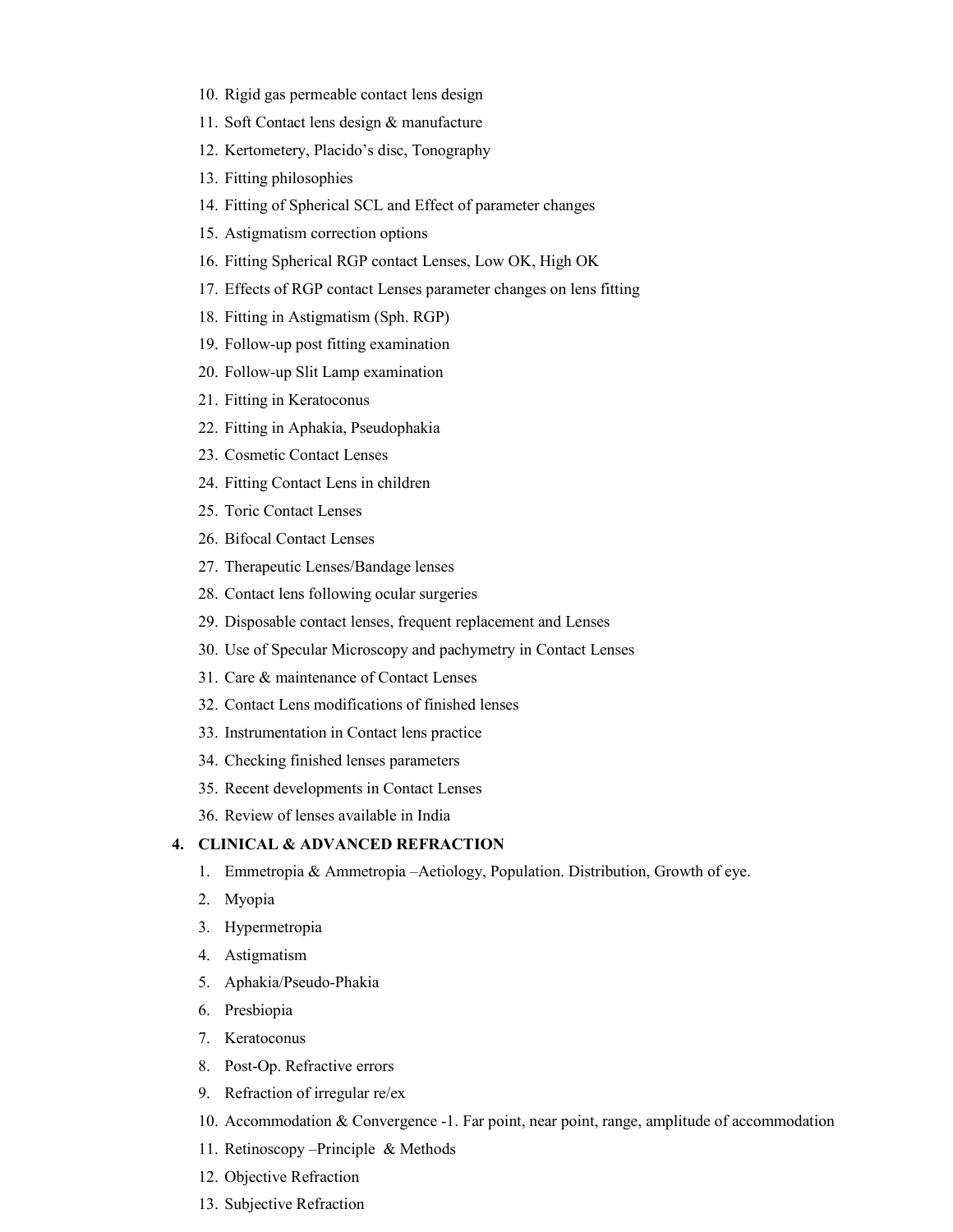10. Rigid gas permeable contact lens design
11. Soft Contact lens design & manufacture
12. Kertometery, Placido's disc, Tonography
13. Fitting philosophies
14. Fitting of Spherical SCL and Effect of parameter changes
15. Astigmatism correction options
16. Fitting Spherical RGP contact Lenses, Low OK, High OK
17. Effects of RGP contact Lenses parameter changes on lens fitting
18. Fitting in Astigmatism (Sph. RGP)
19. Follow-up post fitting examination
20. Follow-up Slit Lamp examination
21. Fitting in Keratoconus
22. Fitting in Aphakia, Pseudophakia
23. Cosmetic Contact Lenses
24. Fitting Contact Lens in children
25. Toric Contact Lenses
26. Bifocal Contact Lenses
27. Therapeutic Lenses/Bandage lenses
28. Contact lens following ocular surgeries
29. Disposable contact lenses, frequent replacement and Lenses
30. Use of Specular Microscopy and pachymetry in Contact Lenses
31. Care & maintenance of Contact Lenses
32. Contact Lens modifications of finished lenses
33. Instrumentation in Contact lens practice
34. Checking finished lenses parameters
35. Recent developments in Contact Lenses
36. Review of lenses available in India

**4. CLINICAL & ADVANCED REFRACTION**

1. Emmetropia & Ammetropia –Aetiology, Population. Distribution, Growth of eye.
2. Myopia
3. Hypermetropia
4. Astigmatism
5. Aphakia/Pseudo-Phakia
6. Presbiopia
7. Keratoconus
8. Post-Op. Refractive errors
9. Refraction of irregular re/ex
10. Accommodation & Convergence -1. Far point, near point, range, amplitude of accommodation
11. Retinoscopy –Principle & Methods
12. Objective Refraction
13. Subjective Refraction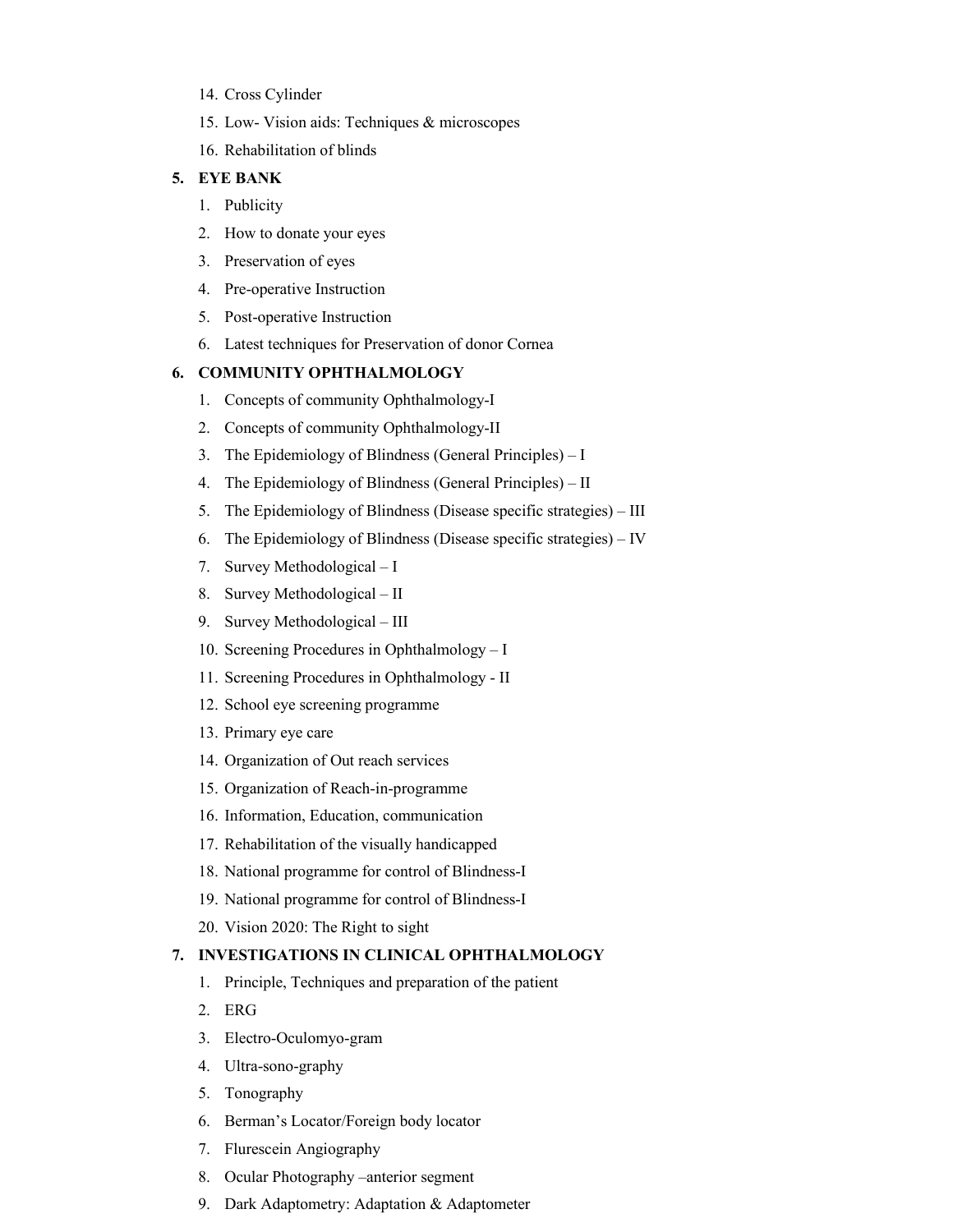14. Cross Cylinder
15. Low- Vision aids: Techniques & microscopes
16. Rehabilitation of blinds

**5. EYE BANK**

1. Publicity
2. How to donate your eyes
3. Preservation of eyes
4. Pre-operative Instruction
5. Post-operative Instruction
6. Latest techniques for Preservation of donor Cornea

**6. COMMUNITY OPHTHALMOLOGY**

1. Concepts of community Ophthalmology-I
2. Concepts of community Ophthalmology-II
3. The Epidemiology of Blindness (General Principles) – I
4. The Epidemiology of Blindness (General Principles) – II
5. The Epidemiology of Blindness (Disease specific strategies) – III
6. The Epidemiology of Blindness (Disease specific strategies) – IV
7. Survey Methodological – I
8. Survey Methodological – II
9. Survey Methodological – III
10. Screening Procedures in Ophthalmology – I
11. Screening Procedures in Ophthalmology - II
12. School eye screening programme
13. Primary eye care
14. Organization of Out reach services
15. Organization of Reach-in-programme
16. Information, Education, communication
17. Rehabilitation of the visually handicapped
18. National programme for control of Blindness-I
19. National programme for control of Blindness-I
20. Vision 2020: The Right to sight

**7. INVESTIGATIONS IN CLINICAL OPHTHALMOLOGY**

1. Principle, Techniques and preparation of the patient
2. ERG
3. Electro-Oculomyo-gram
4. Ultra-sono-graphy
5. Tonography
6. Berman's Locator/Foreign body locator
7. Flurescein Angiography
8. Ocular Photography –anterior segment
9. Dark Adaptometry: Adaptation & Adaptometer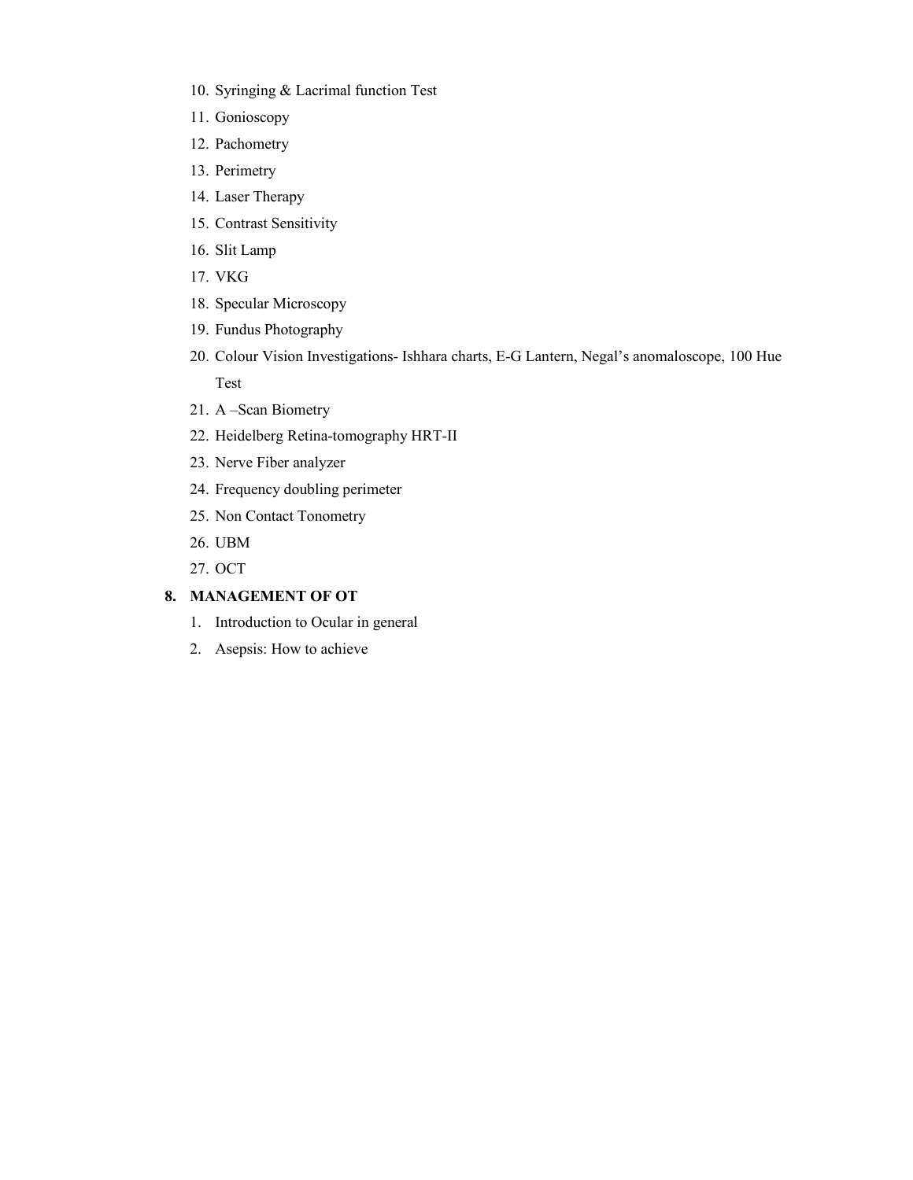10. Syringing & Lacrimal function Test
11. Gonioscopy
12. Pachometry
13. Perimetry
14. Laser Therapy
15. Contrast Sensitivity
16. Slit Lamp
17. VKG
18. Specular Microscopy
19. Fundus Photography
20. Colour Vision Investigations- Ishhara charts, E-G Lantern, Negal's anomaloscope, 100 Hue Test
21. A –Scan Biometry
22. Heidelberg Retina-tomography HRT-II
23. Nerve Fiber analyzer
24. Frequency doubling perimeter
25. Non Contact Tonometry
26. UBM
27. OCT

**8. MANAGEMENT OF OT**

1. Introduction to Ocular in general
2. Asepsis: How to achieve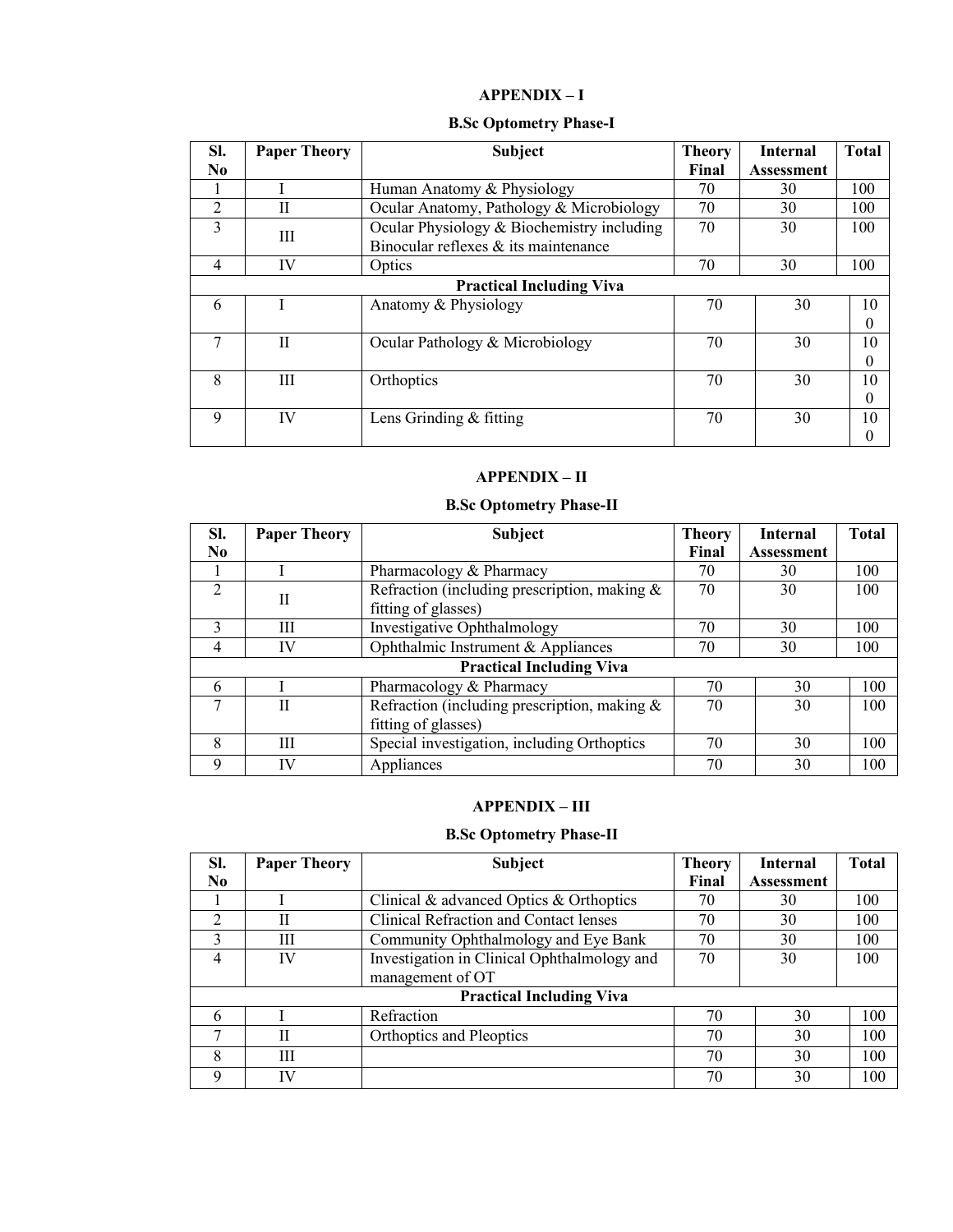**APPENDIX – I**

**B.Sc Optometry Phase-I**

| Sl. No | Paper Theory | Subject | Theory Final | Internal Assessment | Total |
|---|---|---|---|---|---|
| 1 | I | Human Anatomy & Physiology | 70 | 30 | 100 |
| 2 | II | Ocular Anatomy, Pathology & Microbiology | 70 | 30 | 100 |
| 3 | III | Ocular Physiology & Biochemistry including Binocular reflexes & its maintenance | 70 | 30 | 100 |
| 4 | IV | Optics | 70 | 30 | 100 |
| | | **Practical Including Viva** | | | |
| 6 | I | Anatomy & Physiology | 70 | 30 | 100 |
| 7 | II | Ocular Pathology & Microbiology | 70 | 30 | 100 |
| 8 | III | Orthoptics | 70 | 30 | 100 |
| 9 | IV | Lens Grinding & fitting | 70 | 30 | 100 |

**APPENDIX – II**

**B.Sc Optometry Phase-II**

| Sl. No | Paper Theory | Subject | Theory Final | Internal Assessment | Total |
|---|---|---|---|---|---|
| 1 | I | Pharmacology & Pharmacy | 70 | 30 | 100 |
| 2 | II | Refraction (including prescription, making & fitting of glasses) | 70 | 30 | 100 |
| 3 | III | Investigative Ophthalmology | 70 | 30 | 100 |
| 4 | IV | Ophthalmic Instrument & Appliances | 70 | 30 | 100 |
| | | **Practical Including Viva** | | | |
| 6 | I | Pharmacology & Pharmacy | 70 | 30 | 100 |
| 7 | II | Refraction (including prescription, making & fitting of glasses) | 70 | 30 | 100 |
| 8 | III | Special investigation, including Orthoptics | 70 | 30 | 100 |
| 9 | IV | Appliances | 70 | 30 | 100 |

**APPENDIX – III**

**B.Sc Optometry Phase-II**

| Sl. No | Paper Theory | Subject | Theory Final | Internal Assessment | Total |
|---|---|---|---|---|---|
| 1 | I | Clinical & advanced Optics & Orthoptics | 70 | 30 | 100 |
| 2 | II | Clinical Refraction and Contact lenses | 70 | 30 | 100 |
| 3 | III | Community Ophthalmology and Eye Bank | 70 | 30 | 100 |
| 4 | IV | Investigation in Clinical Ophthalmology and management of OT | 70 | 30 | 100 |
| | | **Practical Including Viva** | | | |
| 6 | I | Refraction | 70 | 30 | 100 |
| 7 | II | Orthoptics and Pleoptics | 70 | 30 | 100 |
| 8 | III | | 70 | 30 | 100 |
| 9 | IV | | 70 | 30 | 100 |